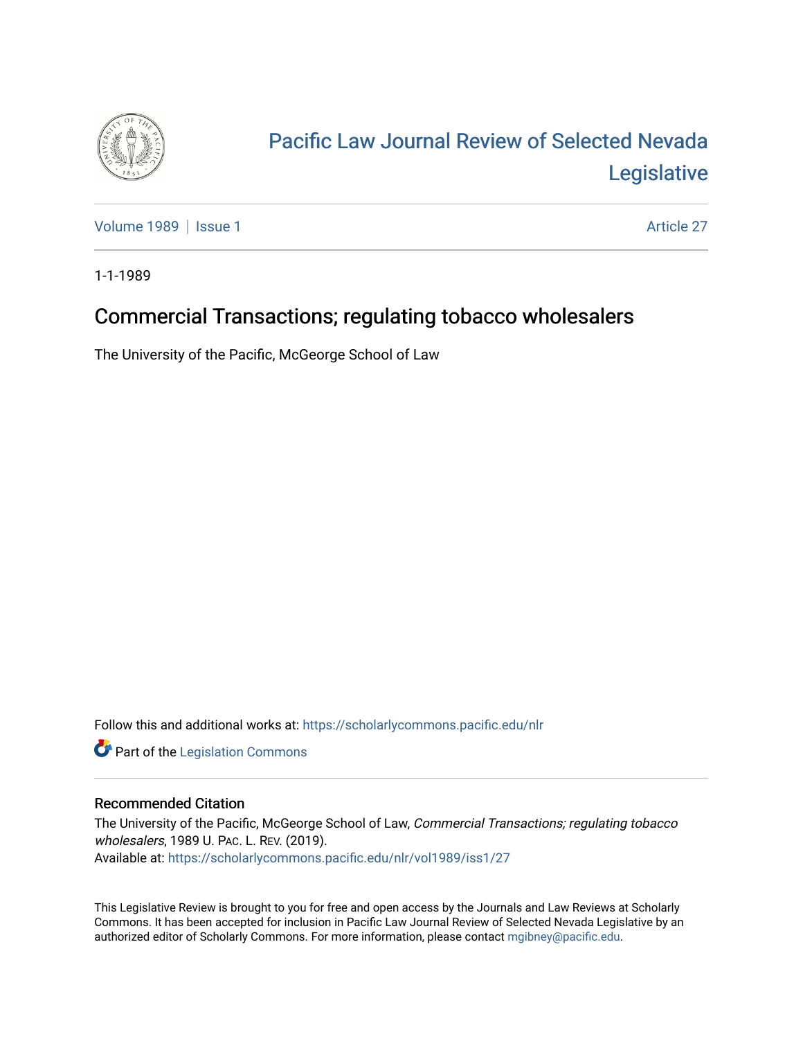# Pacific Law Journal Review of Selected Nevada Legislative

Volume 1989 | Issue 1 Article 27

1-1-1989

## Commercial Transactions; regulating tobacco wholesalers

The University of the Pacific, McGeorge School of Law

Follow this and additional works at: https://scholarlycommons.pacific.edu/nlr

Part of the Legislation Commons

### Recommended Citation

The University of the Pacific, McGeorge School of Law, *Commercial Transactions; regulating tobacco wholesalers*, 1989 U. PAC. L. REV. (2019).
Available at: https://scholarlycommons.pacific.edu/nlr/vol1989/iss1/27

This Legislative Review is brought to you for free and open access by the Journals and Law Reviews at Scholarly Commons. It has been accepted for inclusion in Pacific Law Journal Review of Selected Nevada Legislative by an authorized editor of Scholarly Commons. For more information, please contact mgibney@pacific.edu.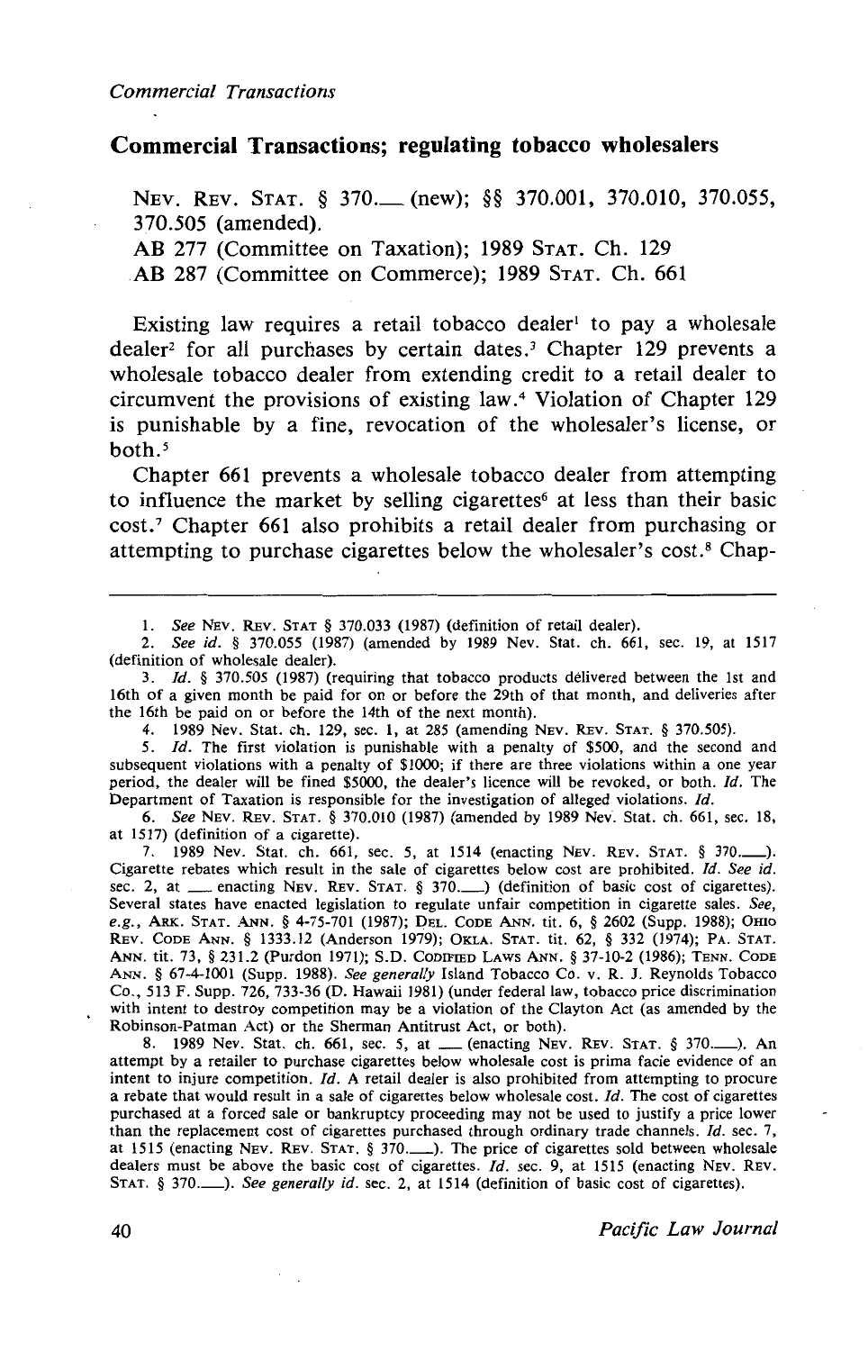## Commercial Transactions; regulating tobacco wholesalers

NEV. REV. STAT. § 370.__ (new); §§ 370.001, 370.010, 370.055, 370.505 (amended).
AB 277 (Committee on Taxation); 1989 STAT. Ch. 129
AB 287 (Committee on Commerce); 1989 STAT. Ch. 661

Existing law requires a retail tobacco dealer[1] to pay a wholesale dealer[2] for all purchases by certain dates.[3] Chapter 129 prevents a wholesale tobacco dealer from extending credit to a retail dealer to circumvent the provisions of existing law.[4] Violation of Chapter 129 is punishable by a fine, revocation of the wholesaler's license, or both.[5]

Chapter 661 prevents a wholesale tobacco dealer from attempting to influence the market by selling cigarettes[6] at less than their basic cost.[7] Chapter 661 also prohibits a retail dealer from purchasing or attempting to purchase cigarettes below the wholesaler's cost.[8] Chap-

---

1. *See* NEV. REV. STAT § 370.033 (1987) (definition of retail dealer).

2. *See id.* § 370.055 (1987) (amended by 1989 Nev. Stat. ch. 661, sec. 19, at 1517 (definition of wholesale dealer).

3. *Id.* § 370.505 (1987) (requiring that tobacco products delivered between the 1st and 16th of a given month be paid for on or before the 29th of that month, and deliveries after the 16th be paid on or before the 14th of the next month).

4. 1989 Nev. Stat. ch. 129, sec. 1, at 285 (amending NEV. REV. STAT. § 370.505).

5. *Id.* The first violation is punishable with a penalty of $500, and the second and subsequent violations with a penalty of $1000; if there are three violations within a one year period, the dealer will be fined $5000, the dealer's licence will be revoked, or both. *Id.* The Department of Taxation is responsible for the investigation of alleged violations. *Id.*

6. *See* NEV. REV. STAT. § 370.010 (1987) (amended by 1989 Nev. Stat. ch. 661, sec. 18, at 1517) (definition of a cigarette).

7. 1989 Nev. Stat. ch. 661, sec. 5, at 1514 (enacting NEV. REV. STAT. § 370.__). Cigarette rebates which result in the sale of cigarettes below cost are prohibited. *Id. See id.* sec. 2, at __ enacting NEV. REV. STAT. § 370.__) (definition of basic cost of cigarettes). Several states have enacted legislation to regulate unfair competition in cigarette sales. *See, e.g.*, ARK. STAT. ANN. § 4-75-701 (1987); DEL. CODE ANN. tit. 6, § 2602 (Supp. 1988); OHIO REV. CODE ANN. § 1333.12 (Anderson 1979); OKLA. STAT. tit. 62, § 332 (1974); PA. STAT. ANN. tit. 73, § 231.2 (Purdon 1971); S.D. CODIFIED LAWS ANN. § 37-10-2 (1986); TENN. CODE ANN. § 67-4-1001 (Supp. 1988). *See generally* Island Tobacco Co. v. R. J. Reynolds Tobacco Co., 513 F. Supp. 726, 733-36 (D. Hawaii 1981) (under federal law, tobacco price discrimination with intent to destroy competition may be a violation of the Clayton Act (as amended by the Robinson-Patman Act) or the Sherman Antitrust Act, or both).

8. 1989 Nev. Stat. ch. 661, sec. 5, at __ (enacting NEV. REV. STAT. § 370.__). An attempt by a retailer to purchase cigarettes below wholesale cost is prima facie evidence of an intent to injure competition. *Id.* A retail dealer is also prohibited from attempting to procure a rebate that would result in a sale of cigarettes below wholesale cost. *Id.* The cost of cigarettes purchased at a forced sale or bankruptcy proceeding may not be used to justify a price lower than the replacement cost of cigarettes purchased through ordinary trade channels. *Id.* sec. 7, at 1515 (enacting NEV. REV. STAT. § 370.__). The price of cigarettes sold between wholesale dealers must be above the basic cost of cigarettes. *Id.* sec. 9, at 1515 (enacting NEV. REV. STAT. § 370.__). *See generally id.* sec. 2, at 1514 (definition of basic cost of cigarettes).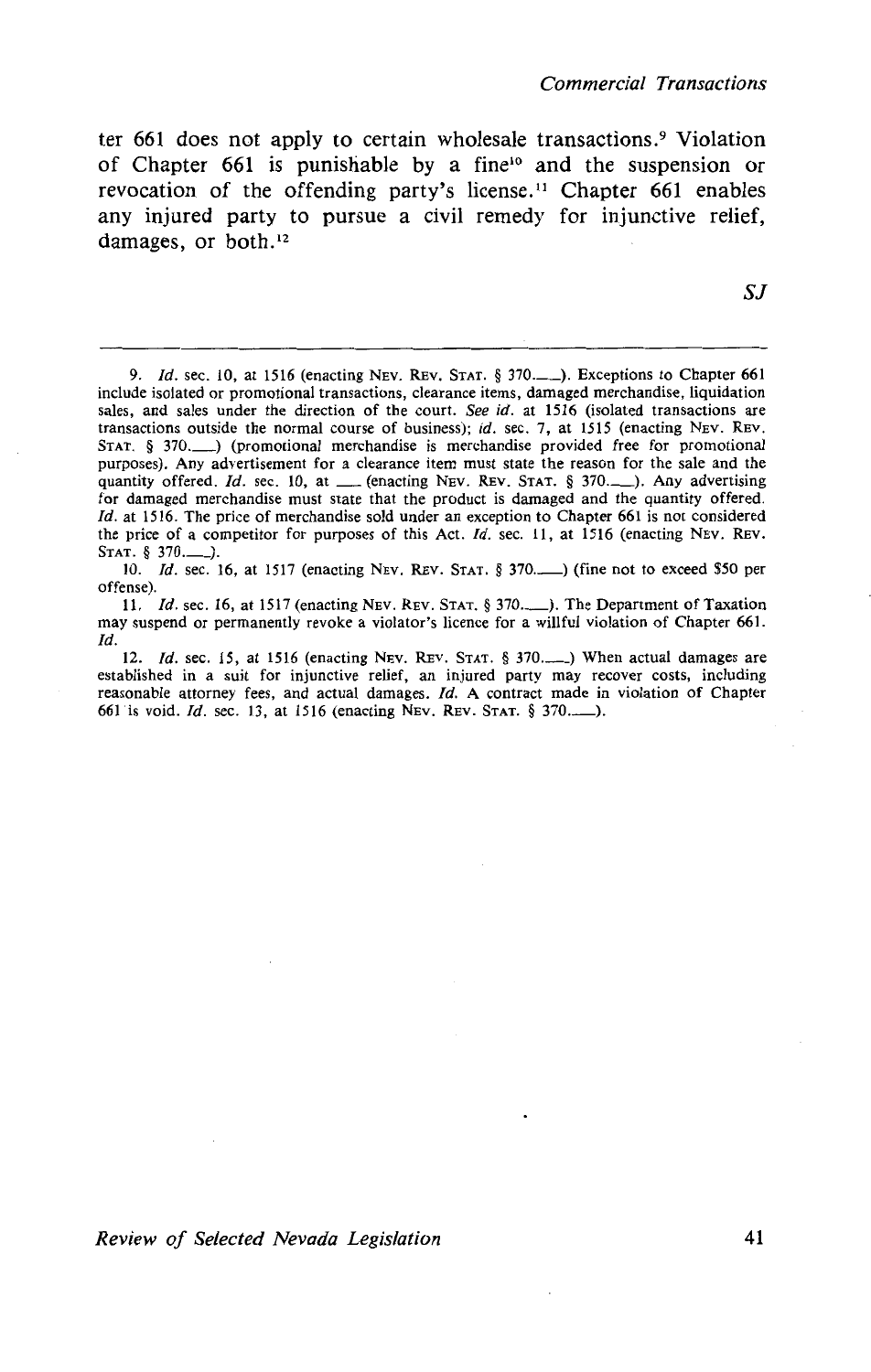ter 661 does not apply to certain wholesale transactions.[9] Violation of Chapter 661 is punishable by a fine[10] and the suspension or revocation of the offending party's license.[11] Chapter 661 enables any injured party to pursue a civil remedy for injunctive relief, damages, or both.[12]

*SJ*

---

9. *Id.* sec. 10, at 1516 (enacting NEV. REV. STAT. § 370.\_\_\_). Exceptions to Chapter 661 include isolated or promotional transactions, clearance items, damaged merchandise, liquidation sales, and sales under the direction of the court. *See id.* at 1516 (isolated transactions are transactions outside the normal course of business); *id.* sec. 7, at 1515 (enacting NEV. REV. STAT. § 370.\_\_\_) (promotional merchandise is merchandise provided free for promotional purposes). Any advertisement for a clearance item must state the reason for the sale and the quantity offered. *Id.* sec. 10, at \_\_\_ (enacting NEV. REV. STAT. § 370.\_\_\_). Any advertising for damaged merchandise must state that the product is damaged and the quantity offered. *Id.* at 1516. The price of merchandise sold under an exception to Chapter 661 is not considered the price of a competitor for purposes of this Act. *Id.* sec. 11, at 1516 (enacting NEV. REV. STAT. § 370.\_\_\_).

10. *Id.* sec. 16, at 1517 (enacting NEV. REV. STAT. § 370.\_\_\_) (fine not to exceed $50 per offense).

11. *Id.* sec. 16, at 1517 (enacting NEV. REV. STAT. § 370.\_\_\_). The Department of Taxation may suspend or permanently revoke a violator's licence for a willful violation of Chapter 661. *Id.*

12. *Id.* sec. 15, at 1516 (enacting NEV. REV. STAT. § 370.\_\_\_) When actual damages are established in a suit for injunctive relief, an injured party may recover costs, including reasonable attorney fees, and actual damages. *Id.* A contract made in violation of Chapter 661 is void. *Id.* sec. 13, at 1516 (enacting NEV. REV. STAT. § 370.\_\_\_).